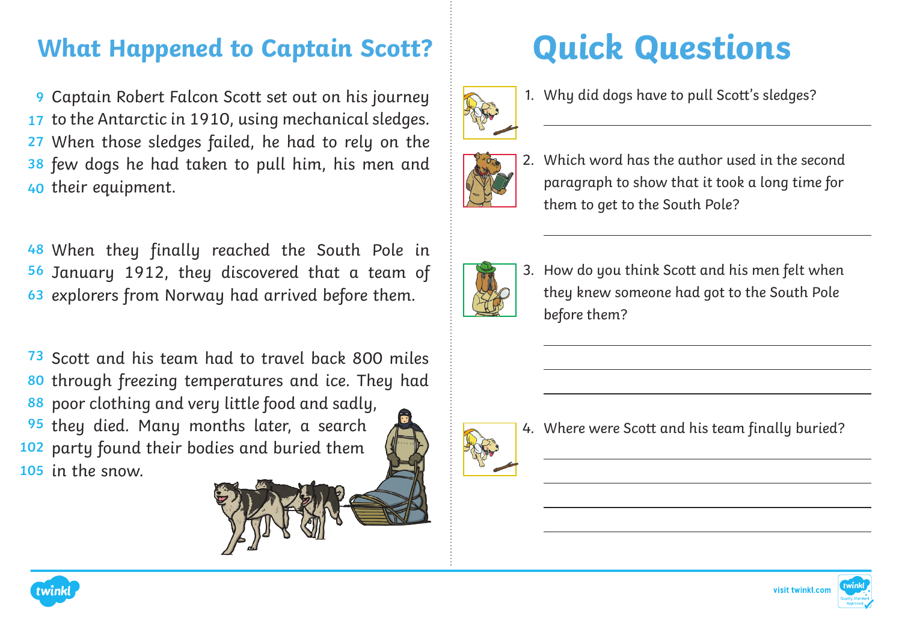## What Happened to Captain Scott?

9 Captain Robert Falcon Scott set out on his journey
17 to the Antarctic in 1910, using mechanical sledges.
27 When those sledges failed, he had to rely on the
38 few dogs he had taken to pull him, his men and
40 their equipment.

48 When they finally reached the South Pole in
56 January 1912, they discovered that a team of
63 explorers from Norway had arrived before them.

73 Scott and his team had to travel back 800 miles
80 through freezing temperatures and ice. They had
88 poor clothing and very little food and sadly,
95 they died. Many months later, a search
102 party found their bodies and buried them
105 in the snow.

# Quick Questions

1. Why did dogs have to pull Scott's sledges?

_______________________________________________

2. Which word has the author used in the second paragraph to show that it took a long time for them to get to the South Pole?

_______________________________________________

3. How do you think Scott and his men felt when they knew someone had got to the South Pole before them?

_______________________________________________

_______________________________________________

_______________________________________________

4. Where were Scott and his team finally buried?

_______________________________________________

_______________________________________________

_______________________________________________

_______________________________________________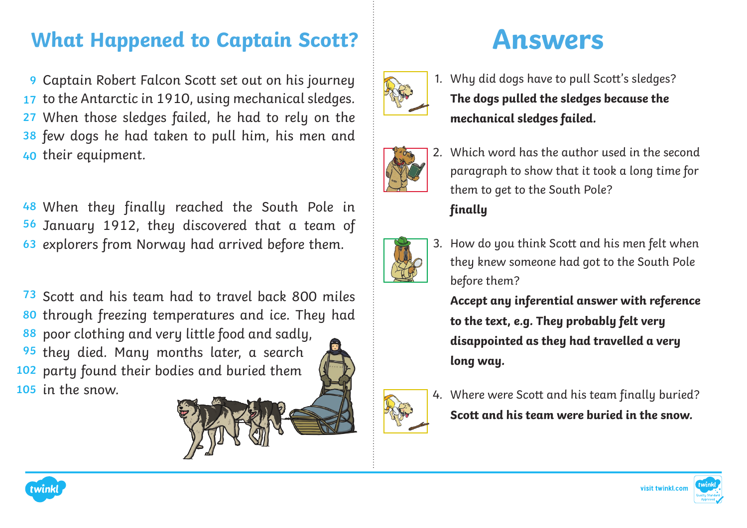## What Happened to Captain Scott?

9 Captain Robert Falcon Scott set out on his journey
17 to the Antarctic in 1910, using mechanical sledges.
27 When those sledges failed, he had to rely on the
38 few dogs he had taken to pull him, his men and
40 their equipment.

48 When they finally reached the South Pole in
56 January 1912, they discovered that a team of
63 explorers from Norway had arrived before them.

73 Scott and his team had to travel back 800 miles
80 through freezing temperatures and ice. They had
88 poor clothing and very little food and sadly,
95 they died. Many months later, a search
102 party found their bodies and buried them
105 in the snow.

# Answers

1. Why did dogs have to pull Scott's sledges?
   **The dogs pulled the sledges because the mechanical sledges failed.**

2. Which word has the author used in the second paragraph to show that it took a long time for them to get to the South Pole?
   ***finally***

3. How do you think Scott and his men felt when they knew someone had got to the South Pole before them?
   **Accept any inferential answer with reference to the text, e.g. They probably felt very disappointed as they had travelled a very long way.**

4. Where were Scott and his team finally buried?
   **Scott and his team were buried in the snow.**